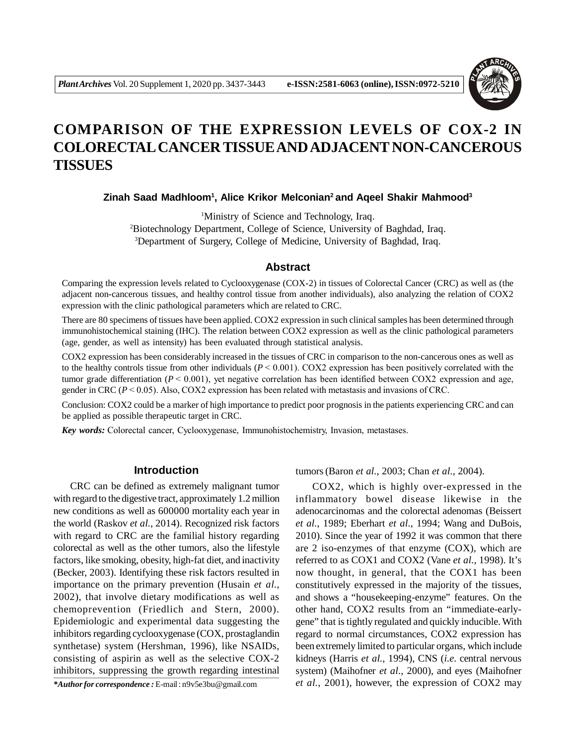# COMPARISON OF THE EXPRESSION LEVELS OF COX-2 IN COLORECTAL CANCER TISSUE AND ADJACENT NON-CANCEROUS TISSUES

**Zinah Saad Madhloom[1], Alice Krikor Melconian[2] and Aqeel Shakir Mahmood[3]**

[1]Ministry of Science and Technology, Iraq.
[2]Biotechnology Department, College of Science, University of Baghdad, Iraq.
[3]Department of Surgery, College of Medicine, University of Baghdad, Iraq.

## Abstract

Comparing the expression levels related to Cyclooxygenase (COX-2) in tissues of Colorectal Cancer (CRC) as well as (the adjacent non-cancerous tissues, and healthy control tissue from another individuals), also analyzing the relation of COX2 expression with the clinic pathological parameters which are related to CRC.

There are 80 specimens of tissues have been applied. COX2 expression in such clinical samples has been determined through immunohistochemical staining (IHC). The relation between COX2 expression as well as the clinic pathological parameters (age, gender, as well as intensity) has been evaluated through statistical analysis.

COX2 expression has been considerably increased in the tissues of CRC in comparison to the non-cancerous ones as well as to the healthy controls tissue from other individuals ($P < 0.001$). COX2 expression has been positively correlated with the tumor grade differentiation ($P < 0.001$), yet negative correlation has been identified between COX2 expression and age, gender in CRC ($P < 0.05$). Also, COX2 expression has been related with metastasis and invasions of CRC.

Conclusion: COX2 could be a marker of high importance to predict poor prognosis in the patients experiencing CRC and can be applied as possible therapeutic target in CRC.

***Key words:*** Colorectal cancer, Cyclooxygenase, Immunohistochemistry, Invasion, metastases.

## Introduction

CRC can be defined as extremely malignant tumor with regard to the digestive tract, approximately 1.2 million new conditions as well as 600000 mortality each year in the world (Raskov *et al.*, 2014). Recognized risk factors with regard to CRC are the familial history regarding colorectal as well as the other tumors, also the lifestyle factors, like smoking, obesity, high-fat diet, and inactivity (Becker, 2003). Identifying these risk factors resulted in importance on the primary prevention (Husain *et al.*, 2002), that involve dietary modifications as well as chemoprevention (Friedlich and Stern, 2000). Epidemiologic and experimental data suggesting the inhibitors regarding cyclooxygenase (COX, prostaglandin synthetase) system (Hershman, 1996), like NSAIDs, consisting of aspirin as well as the selective COX-2 inhibitors, suppressing the growth regarding intestinal tumors (Baron *et al.*, 2003; Chan *et al.*, 2004).

COX2, which is highly over-expressed in the inflammatory bowel disease likewise in the adenocarcinomas and the colorectal adenomas (Beissert *et al.*, 1989; Eberhart *et al.*, 1994; Wang and DuBois, 2010). Since the year of 1992 it was common that there are 2 iso-enzymes of that enzyme (COX), which are referred to as COX1 and COX2 (Vane *et al.*, 1998). It's now thought, in general, that the COX1 has been constitutively expressed in the majority of the tissues, and shows a "housekeeping-enzyme" features. On the other hand, COX2 results from an "immediate-early-gene" that is tightly regulated and quickly inducible. With regard to normal circumstances, COX2 expression has been extremely limited to particular organs, which include kidneys (Harris *et al.*, 1994), CNS (*i.e.* central nervous system) (Maihofner *et al.*, 2000), and eyes (Maihofner *et al.*, 2001), however, the expression of COX2 may

***Author for correspondence :** E-mail : n9v5e3bu@gmail.com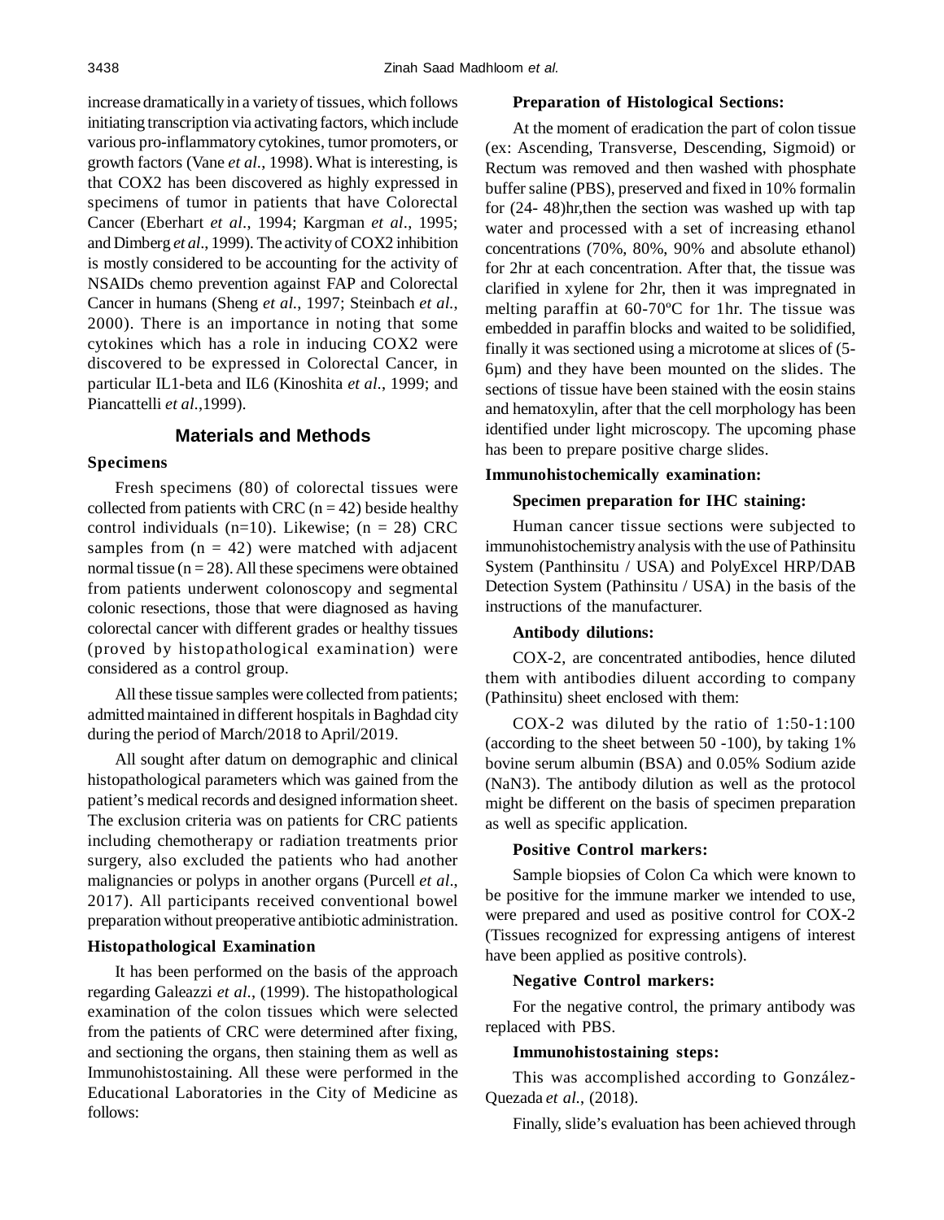increase dramatically in a variety of tissues, which follows initiating transcription via activating factors, which include various pro-inflammatory cytokines, tumor promoters, or growth factors (Vane *et al.*, 1998). What is interesting, is that COX2 has been discovered as highly expressed in specimens of tumor in patients that have Colorectal Cancer (Eberhart *et al.*, 1994; Kargman *et al*., 1995; and Dimberg *et al*., 1999). The activity of COX2 inhibition is mostly considered to be accounting for the activity of NSAIDs chemo prevention against FAP and Colorectal Cancer in humans (Sheng *et al.*, 1997; Steinbach *et al.*, 2000). There is an importance in noting that some cytokines which has a role in inducing COX2 were discovered to be expressed in Colorectal Cancer, in particular IL1-beta and IL6 (Kinoshita *et al.*, 1999; and Piancattelli *et al.*,1999).

## Materials and Methods

### Specimens

Fresh specimens (80) of colorectal tissues were collected from patients with CRC (n = 42) beside healthy control individuals (n=10). Likewise; (n = 28) CRC samples from (n = 42) were matched with adjacent normal tissue (n = 28). All these specimens were obtained from patients underwent colonoscopy and segmental colonic resections, those that were diagnosed as having colorectal cancer with different grades or healthy tissues (proved by histopathological examination) were considered as a control group.

All these tissue samples were collected from patients; admitted maintained in different hospitals in Baghdad city during the period of March/2018 to April/2019.

All sought after datum on demographic and clinical histopathological parameters which was gained from the patient's medical records and designed information sheet. The exclusion criteria was on patients for CRC patients including chemotherapy or radiation treatments prior surgery, also excluded the patients who had another malignancies or polyps in another organs (Purcell *et al*., 2017). All participants received conventional bowel preparation without preoperative antibiotic administration.

### Histopathological Examination

It has been performed on the basis of the approach regarding Galeazzi *et al*., (1999). The histopathological examination of the colon tissues which were selected from the patients of CRC were determined after fixing, and sectioning the organs, then staining them as well as Immunohistostaining. All these were performed in the Educational Laboratories in the City of Medicine as follows:

#### Preparation of Histological Sections:

At the moment of eradication the part of colon tissue (ex: Ascending, Transverse, Descending, Sigmoid) or Rectum was removed and then washed with phosphate buffer saline (PBS), preserved and fixed in 10% formalin for (24- 48)hr,then the section was washed up with tap water and processed with a set of increasing ethanol concentrations (70%, 80%, 90% and absolute ethanol) for 2hr at each concentration. After that, the tissue was clarified in xylene for 2hr, then it was impregnated in melting paraffin at 60-70ºC for 1hr. The tissue was embedded in paraffin blocks and waited to be solidified, finally it was sectioned using a microtome at slices of (5-6µm) and they have been mounted on the slides. The sections of tissue have been stained with the eosin stains and hematoxylin, after that the cell morphology has been identified under light microscopy. The upcoming phase has been to prepare positive charge slides.

### Immunohistochemically examination:

#### Specimen preparation for IHC staining:

Human cancer tissue sections were subjected to immunohistochemistry analysis with the use of Pathinsitu System (Panthinsitu / USA) and PolyExcel HRP/DAB Detection System (Pathinsitu / USA) in the basis of the instructions of the manufacturer.

#### Antibody dilutions:

COX-2, are concentrated antibodies, hence diluted them with antibodies diluent according to company (Pathinsitu) sheet enclosed with them:

COX-2 was diluted by the ratio of 1:50-1:100 (according to the sheet between 50 -100), by taking 1% bovine serum albumin (BSA) and 0.05% Sodium azide ($NaN_3$). The antibody dilution as well as the protocol might be different on the basis of specimen preparation as well as specific application.

#### Positive Control markers:

Sample biopsies of Colon Ca which were known to be positive for the immune marker we intended to use, were prepared and used as positive control for COX-2 (Tissues recognized for expressing antigens of interest have been applied as positive controls).

#### Negative Control markers:

For the negative control, the primary antibody was replaced with PBS.

#### Immunohistostaining steps:

This was accomplished according to González-Quezada *et al.*, (2018).

Finally, slide's evaluation has been achieved through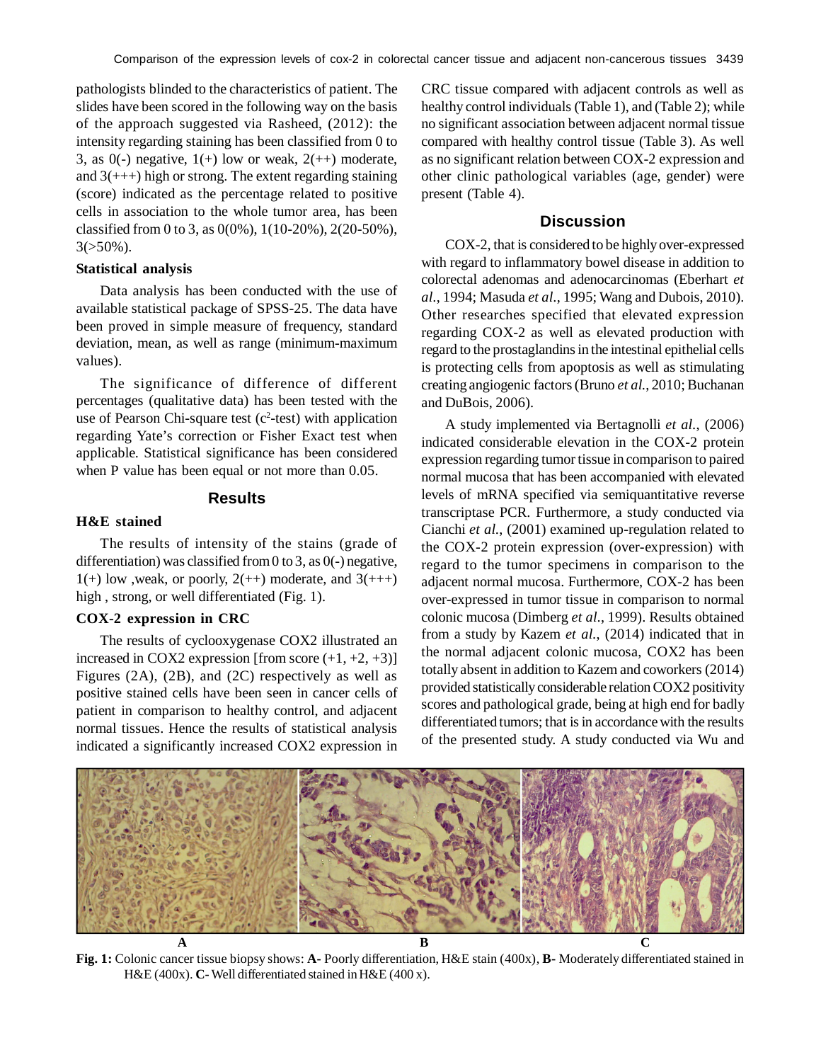pathologists blinded to the characteristics of patient. The slides have been scored in the following way on the basis of the approach suggested via Rasheed, (2012): the intensity regarding staining has been classified from 0 to 3, as 0(-) negative, 1(+) low or weak, 2(++) moderate, and 3(+++) high or strong. The extent regarding staining (score) indicated as the percentage related to positive cells in association to the whole tumor area, has been classified from 0 to 3, as 0(0%), 1(10-20%), 2(20-50%), 3(>50%).

### Statistical analysis

Data analysis has been conducted with the use of available statistical package of SPSS-25. The data have been proved in simple measure of frequency, standard deviation, mean, as well as range (minimum-maximum values).

The significance of difference of different percentages (qualitative data) has been tested with the use of Pearson Chi-square test ($c^2$-test) with application regarding Yate's correction or Fisher Exact test when applicable. Statistical significance has been considered when P value has been equal or not more than 0.05.

## Results

### H&E stained

The results of intensity of the stains (grade of differentiation) was classified from 0 to 3, as 0(-) negative, 1(+) low ,weak, or poorly, 2(++) moderate, and 3(+++) high , strong, or well differentiated (Fig. 1).

### COX-2 expression in CRC

The results of cyclooxygenase COX2 illustrated an increased in COX2 expression [from score (+1, +2, +3)] Figures (2A), (2B), and (2C) respectively as well as positive stained cells have been seen in cancer cells of patient in comparison to healthy control, and adjacent normal tissues. Hence the results of statistical analysis indicated a significantly increased COX2 expression in CRC tissue compared with adjacent controls as well as healthy control individuals (Table 1), and (Table 2); while no significant association between adjacent normal tissue compared with healthy control tissue (Table 3). As well as no significant relation between COX-2 expression and other clinic pathological variables (age, gender) were present (Table 4).

## Discussion

COX-2, that is considered to be highly over-expressed with regard to inflammatory bowel disease in addition to colorectal adenomas and adenocarcinomas (Eberhart *et al.*, 1994; Masuda *et al.*, 1995; Wang and Dubois, 2010). Other researches specified that elevated expression regarding COX-2 as well as elevated production with regard to the prostaglandins in the intestinal epithelial cells is protecting cells from apoptosis as well as stimulating creating angiogenic factors (Bruno *et al.*, 2010; Buchanan and DuBois, 2006).

A study implemented via Bertagnolli *et al.*, (2006) indicated considerable elevation in the COX-2 protein expression regarding tumor tissue in comparison to paired normal mucosa that has been accompanied with elevated levels of mRNA specified via semiquantitative reverse transcriptase PCR. Furthermore, a study conducted via Cianchi *et al.*, (2001) examined up-regulation related to the COX-2 protein expression (over-expression) with regard to the tumor specimens in comparison to the adjacent normal mucosa. Furthermore, COX-2 has been over-expressed in tumor tissue in comparison to normal colonic mucosa (Dimberg *et al.*, 1999). Results obtained from a study by Kazem *et al.*, (2014) indicated that in the normal adjacent colonic mucosa, COX2 has been totally absent in addition to Kazem and coworkers (2014) provided statistically considerable relation COX2 positivity scores and pathological grade, being at high end for badly differentiated tumors; that is in accordance with the results of the presented study. A study conducted via Wu and

A B C

**Fig. 1:** Colonic cancer tissue biopsy shows: **A-** Poorly differentiation, H&E stain (400x), **B-** Moderately differentiated stained in H&E (400x). **C-** Well differentiated stained in H&E (400 x).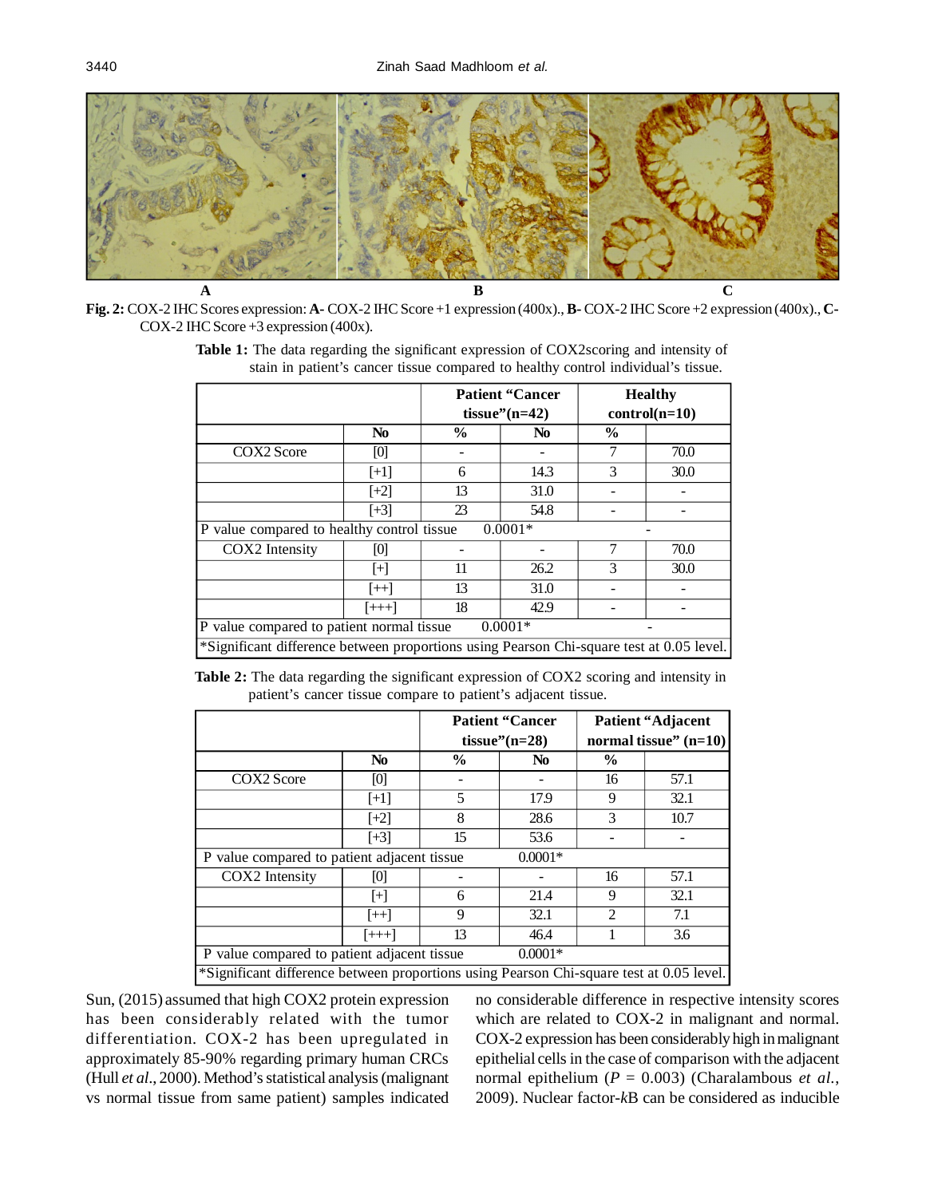A B C

**Fig. 2:** COX-2 IHC Scores expression: **A-** COX-2 IHC Score +1 expression (400x)., **B-** COX-2 IHC Score +2 expression (400x)., **C-** COX-2 IHC Score +3 expression (400x).

**Table 1:** The data regarding the significant expression of COX2scoring and intensity of stain in patient's cancer tissue compared to healthy control individual's tissue.

| | | Patient "Cancer tissue"(n=42) | | Healthy control(n=10) | |
|---|---|---|---|---|---|
| | No | % | No | % | |
| COX2 Score | [0] | - | - | 7 | 70.0 |
| | [+1] | 6 | 14.3 | 3 | 30.0 |
| | [+2] | 13 | 31.0 | - | - |
| | [+3] | 23 | 54.8 | - | - |
| P value compared to healthy control tissue | | 0.0001* | | - | |
| COX2 Intensity | [0] | - | - | 7 | 70.0 |
| | [+] | 11 | 26.2 | 3 | 30.0 |
| | [++] | 13 | 31.0 | - | - |
| | [+++] | 18 | 42.9 | - | - |
| P value compared to patient normal tissue | | 0.0001* | | - | |
| *Significant difference between proportions using Pearson Chi-square test at 0.05 level. | | | | | |

**Table 2:** The data regarding the significant expression of COX2 scoring and intensity in patient's cancer tissue compare to patient's adjacent tissue.

| | | Patient "Cancer tissue"(n=28) | | Patient "Adjacent normal tissue" (n=10) | |
|---|---|---|---|---|---|
| | No | % | No | % | |
| COX2 Score | [0] | - | - | 16 | 57.1 |
| | [+1] | 5 | 17.9 | 9 | 32.1 |
| | [+2] | 8 | 28.6 | 3 | 10.7 |
| | [+3] | 15 | 53.6 | - | - |
| P value compared to patient adjacent tissue | | 0.0001* | | | |
| COX2 Intensity | [0] | - | - | 16 | 57.1 |
| | [+] | 6 | 21.4 | 9 | 32.1 |
| | [++] | 9 | 32.1 | 2 | 7.1 |
| | [+++] | 13 | 46.4 | 1 | 3.6 |
| P value compared to patient adjacent tissue | | 0.0001* | | | |
| *Significant difference between proportions using Pearson Chi-square test at 0.05 level. | | | | | |

Sun, (2015) assumed that high COX2 protein expression has been considerably related with the tumor differentiation. COX-2 has been upregulated in approximately 85-90% regarding primary human CRCs (Hull *et al*., 2000). Method's statistical analysis (malignant vs normal tissue from same patient) samples indicated no considerable difference in respective intensity scores which are related to COX-2 in malignant and normal. COX-2 expression has been considerably high in malignant epithelial cells in the case of comparison with the adjacent normal epithelium ($P$ = 0.003) (Charalambous *et al.*, 2009). Nuclear factor-*k*B can be considered as inducible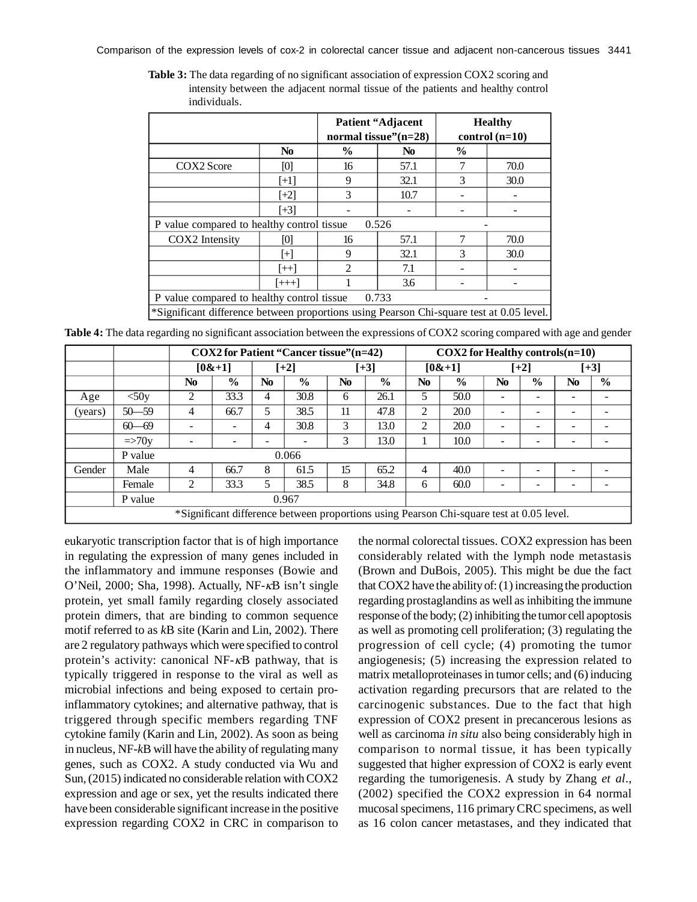**Table 3:** The data regarding of no significant association of expression COX2 scoring and intensity between the adjacent normal tissue of the patients and healthy control individuals.

| | | Patient "Adjacent normal tissue"(n=28) | | Healthy control (n=10) | |
|---|---|---|---|---|---|
| | No | % | No | % | |
| COX2 Score | [0] | 16 | 57.1 | 7 | 70.0 |
| | [+1] | 9 | 32.1 | 3 | 30.0 |
| | [+2] | 3 | 10.7 | - | - |
| | [+3] | - | - | - | - |
| P value compared to healthy control tissue | | 0.526 | | - | |
| COX2 Intensity | [0] | 16 | 57.1 | 7 | 70.0 |
| | [+] | 9 | 32.1 | 3 | 30.0 |
| | [++] | 2 | 7.1 | - | - |
| | [+++] | 1 | 3.6 | - | - |
| P value compared to healthy control tissue | | 0.733 | | - | |
| *Significant difference between proportions using Pearson Chi-square test at 0.05 level. | | | | | |

**Table 4:** The data regarding no significant association between the expressions of COX2 scoring compared with age and gender

| | | COX2 for Patient "Cancer tissue"(n=42) | | | | | | COX2 for Healthy controls(n=10) | | | | | |
|---|---|---|---|---|---|---|---|---|---|---|---|---|---|
| | | [0&+1] | | [+2] | | [+3] | | [0&+1] | | [+2] | | [+3] | |
| | | No | % | No | % | No | % | No | % | No | % | No | % |
| Age | <50y | 2 | 33.3 | 4 | 30.8 | 6 | 26.1 | 5 | 50.0 | - | - | - | - |
| (years) | 50—59 | 4 | 66.7 | 5 | 38.5 | 11 | 47.8 | 2 | 20.0 | - | - | - | - |
| | 60—69 | - | - | 4 | 30.8 | 3 | 13.0 | 2 | 20.0 | - | - | - | - |
| | =>70y | - | - | - | - | 3 | 13.0 | 1 | 10.0 | - | - | - | - |
| | P value | 0.066 | | | | | | | | | | | |
| Gender | Male | 4 | 66.7 | 8 | 61.5 | 15 | 65.2 | 4 | 40.0 | - | - | - | - |
| | Female | 2 | 33.3 | 5 | 38.5 | 8 | 34.8 | 6 | 60.0 | - | - | - | - |
| | P value | 0.967 | | | | | | | | | | | |
| *Significant difference between proportions using Pearson Chi-square test at 0.05 level. | | | | | | | | | | | | | |

eukaryotic transcription factor that is of high importance in regulating the expression of many genes included in the inflammatory and immune responses (Bowie and O'Neil, 2000; Sha, 1998). Actually, NF-$\kappa$B isn't single protein, yet small family regarding closely associated protein dimers, that are binding to common sequence motif referred to as *k*B site (Karin and Lin, 2002). There are 2 regulatory pathways which were specified to control protein's activity: canonical NF-$\kappa$B pathway, that is typically triggered in response to the viral as well as microbial infections and being exposed to certain pro-inflammatory cytokines; and alternative pathway, that is triggered through specific members regarding TNF cytokine family (Karin and Lin, 2002). As soon as being in nucleus, NF-*k*B will have the ability of regulating many genes, such as COX2. A study conducted via Wu and Sun, (2015) indicated no considerable relation with COX2 expression and age or sex, yet the results indicated there have been considerable significant increase in the positive expression regarding COX2 in CRC in comparison to the normal colorectal tissues. COX2 expression has been considerably related with the lymph node metastasis (Brown and DuBois, 2005). This might be due the fact that COX2 have the ability of: (1) increasing the production regarding prostaglandins as well as inhibiting the immune response of the body; (2) inhibiting the tumor cell apoptosis as well as promoting cell proliferation; (3) regulating the progression of cell cycle; (4) promoting the tumor angiogenesis; (5) increasing the expression related to matrix metalloproteinases in tumor cells; and (6) inducing activation regarding precursors that are related to the carcinogenic substances. Due to the fact that high expression of COX2 present in precancerous lesions as well as carcinoma *in situ* also being considerably high in comparison to normal tissue, it has been typically suggested that higher expression of COX2 is early event regarding the tumorigenesis. A study by Zhang *et al*., (2002) specified the COX2 expression in 64 normal mucosal specimens, 116 primary CRC specimens, as well as 16 colon cancer metastases, and they indicated that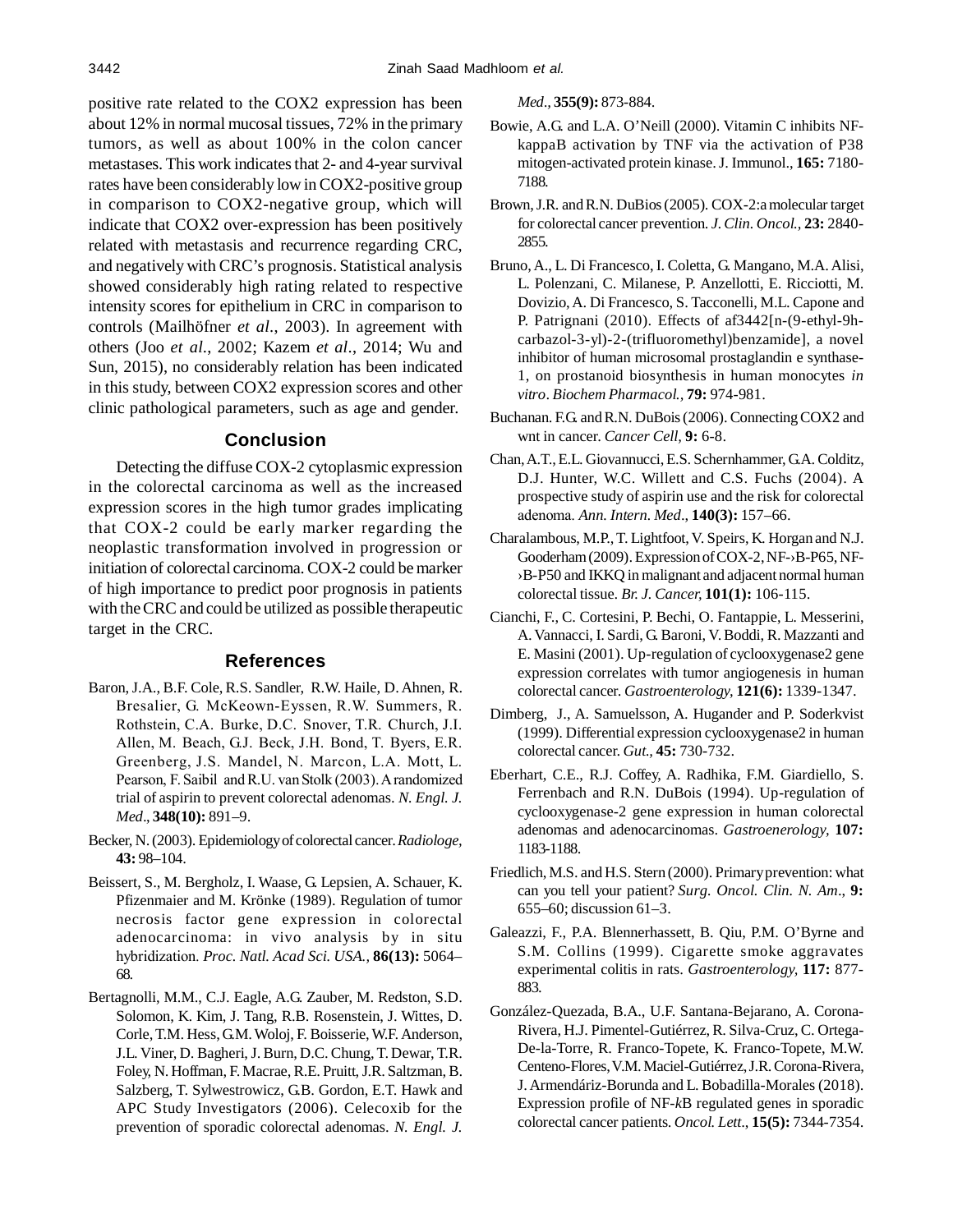positive rate related to the COX2 expression has been about 12% in normal mucosal tissues, 72% in the primary tumors, as well as about 100% in the colon cancer metastases. This work indicates that 2- and 4-year survival rates have been considerably low in COX2-positive group in comparison to COX2-negative group, which will indicate that COX2 over-expression has been positively related with metastasis and recurrence regarding CRC, and negatively with CRC's prognosis. Statistical analysis showed considerably high rating related to respective intensity scores for epithelium in CRC in comparison to controls (Mailhöfner *et al*., 2003). In agreement with others (Joo *et al*., 2002; Kazem *et al*., 2014; Wu and Sun, 2015), no considerably relation has been indicated in this study, between COX2 expression scores and other clinic pathological parameters, such as age and gender.

## Conclusion

Detecting the diffuse COX-2 cytoplasmic expression in the colorectal carcinoma as well as the increased expression scores in the high tumor grades implicating that COX-2 could be early marker regarding the neoplastic transformation involved in progression or initiation of colorectal carcinoma. COX-2 could be marker of high importance to predict poor prognosis in patients with the CRC and could be utilized as possible therapeutic target in the CRC.

## References

Baron, J.A., B.F. Cole, R.S. Sandler, R.W. Haile, D. Ahnen, R. Bresalier, G. McKeown-Eyssen, R.W. Summers, R. Rothstein, C.A. Burke, D.C. Snover, T.R. Church, J.I. Allen, M. Beach, G.J. Beck, J.H. Bond, T. Byers, E.R. Greenberg, J.S. Mandel, N. Marcon, L.A. Mott, L. Pearson, F. Saibil and R.U. van Stolk (2003). A randomized trial of aspirin to prevent colorectal adenomas. *N. Engl. J. Med*., **348(10):** 891–9.

Becker, N. (2003). Epidemiology of colorectal cancer. *Radiologe,* **43:** 98–104.

Beissert, S., M. Bergholz, I. Waase, G. Lepsien, A. Schauer, K. Pfizenmaier and M. Krönke (1989). Regulation of tumor necrosis factor gene expression in colorectal adenocarcinoma: in vivo analysis by in situ hybridization. *Proc. Natl. Acad Sci. USA.,* **86(13):** 5064–68.

Bertagnolli, M.M., C.J. Eagle, A.G. Zauber, M. Redston, S.D. Solomon, K. Kim, J. Tang, R.B. Rosenstein, J. Wittes, D. Corle, T.M. Hess, G.M. Woloj, F. Boisserie, W.F. Anderson, J.L. Viner, D. Bagheri, J. Burn, D.C. Chung, T. Dewar, T.R. Foley, N. Hoffman, F. Macrae, R.E. Pruitt, J.R. Saltzman, B. Salzberg, T. Sylwestrowicz, G.B. Gordon, E.T. Hawk and APC Study Investigators (2006). Celecoxib for the prevention of sporadic colorectal adenomas. *N. Engl. J. Med.,* **355(9):** 873-884.

Bowie, A.G. and L.A. O'Neill (2000). Vitamin C inhibits NF-kappaB activation by TNF via the activation of P38 mitogen-activated protein kinase. J. Immunol., **165:** 7180-7188.

Brown, J.R. and R.N. DuBios (2005). COX-2:a molecular target for colorectal cancer prevention. *J. Clin. Oncol.,* **23:** 2840-2855.

Bruno, A., L. Di Francesco, I. Coletta, G. Mangano, M.A. Alisi, L. Polenzani, C. Milanese, P. Anzellotti, E. Ricciotti, M. Dovizio, A. Di Francesco, S. Tacconelli, M.L. Capone and P. Patrignani (2010). Effects of af3442[n-(9-ethyl-9h-carbazol-3-yl)-2-(trifluoromethyl)benzamide], a novel inhibitor of human microsomal prostaglandin e synthase-1, on prostanoid biosynthesis in human monocytes *in vitro*. *Biochem Pharmacol.,* **79:** 974-981.

Buchanan. F.G. and R.N. DuBois (2006). Connecting COX2 and wnt in cancer. *Cancer Cell,* **9:** 6-8.

Chan, A.T., E.L. Giovannucci, E.S. Schernhammer, G.A. Colditz, D.J. Hunter, W.C. Willett and C.S. Fuchs (2004). A prospective study of aspirin use and the risk for colorectal adenoma. *Ann. Intern. Med*., **140(3):** 157–66.

Charalambous, M.P., T. Lightfoot, V. Speirs, K. Horgan and N.J. Gooderham (2009). Expression of COX-2, NF-›B-P65, NF-›B-P50 and IKKQ in malignant and adjacent normal human colorectal tissue. *Br. J. Cancer,* **101(1):** 106-115.

Cianchi, F., C. Cortesini, P. Bechi, O. Fantappie, L. Messerini, A. Vannacci, I. Sardi, G. Baroni, V. Boddi, R. Mazzanti and E. Masini (2001). Up-regulation of cyclooxygenase2 gene expression correlates with tumor angiogenesis in human colorectal cancer. *Gastroenterology,* **121(6):** 1339-1347.

Dimberg, J., A. Samuelsson, A. Hugander and P. Soderkvist (1999). Differential expression cyclooxygenase2 in human colorectal cancer. *Gut.,* **45:** 730-732.

Eberhart, C.E., R.J. Coffey, A. Radhika, F.M. Giardiello, S. Ferrenbach and R.N. DuBois (1994). Up-regulation of cyclooxygenase-2 gene expression in human colorectal adenomas and adenocarcinomas. *Gastroenerology,* **107:** 1183-1188.

Friedlich, M.S. and H.S. Stern (2000). Primary prevention: what can you tell your patient? *Surg. Oncol. Clin. N. Am*., **9:** 655–60; discussion 61–3.

Galeazzi, F., P.A. Blennerhassett, B. Qiu, P.M. O'Byrne and S.M. Collins (1999). Cigarette smoke aggravates experimental colitis in rats. *Gastroenterology,* **117:** 877-883.

González-Quezada, B.A., U.F. Santana-Bejarano, A. Corona-Rivera, H.J. Pimentel-Gutiérrez, R. Silva-Cruz, C. Ortega-De-la-Torre, R. Franco-Topete, K. Franco-Topete, M.W. Centeno-Flores, V.M. Maciel-Gutiérrez, J.R. Corona-Rivera, J. Armendáriz-Borunda and L. Bobadilla-Morales (2018). Expression profile of NF-*k*B regulated genes in sporadic colorectal cancer patients. *Oncol. Lett*., **15(5):** 7344-7354.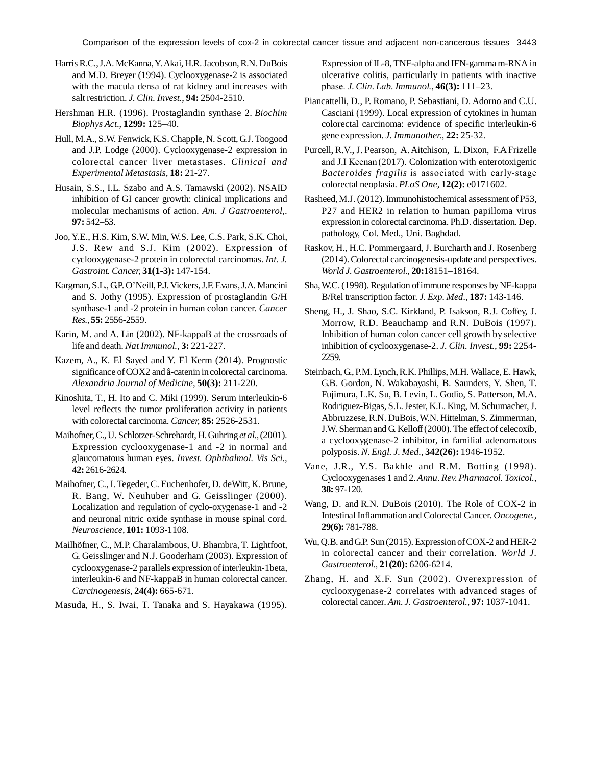Harris R.C., J.A. McKanna, Y. Akai, H.R. Jacobson, R.N. DuBois and M.D. Breyer (1994). Cyclooxygenase-2 is associated with the macula densa of rat kidney and increases with salt restriction. *J. Clin. Invest.*, **94:** 2504-2510.

Hershman H.R. (1996). Prostaglandin synthase 2. *Biochim Biophys Act*., **1299:** 125–40.

Hull, M.A., S.W. Fenwick, K.S. Chapple, N. Scott, G.J. Toogood and J.P. Lodge (2000). Cyclooxygenase-2 expression in colorectal cancer liver metastases. *Clinical and Experimental Metastasis*, **18:** 21-27.

Husain, S.S., I.L. Szabo and A.S. Tamawski (2002). NSAID inhibition of GI cancer growth: clinical implications and molecular mechanisms of action. *Am. J Gastroenterol*,. **97:** 542–53.

Joo, Y.E., H.S. Kim, S.W. Min, W.S. Lee, C.S. Park, S.K. Choi, J.S. Rew and S.J. Kim (2002). Expression of cyclooxygenase-2 protein in colorectal carcinomas. *Int. J. Gastroint. Cancer*, **31(1-3):** 147-154.

Kargman, S.L., G.P. O'Neill, P.J. Vickers, J.F. Evans, J.A. Mancini and S. Jothy (1995). Expression of prostaglandin G/H synthase-1 and -2 protein in human colon cancer. *Cancer Res.*, **55:** 2556-2559.

Karin, M. and A. Lin (2002). NF-kappaB at the crossroads of life and death. *Nat Immunol.*, **3:** 221-227.

Kazem, A., K. El Sayed and Y. El Kerm (2014). Prognostic significance of COX2 and â-catenin in colorectal carcinoma. *Alexandria Journal of Medicine*, **50(3):** 211-220.

Kinoshita, T., H. Ito and C. Miki (1999). Serum interleukin-6 level reflects the tumor proliferation activity in patients with colorectal carcinoma. *Cancer*, **85:** 2526-2531.

Maihofner, C., U. Schlotzer-Schrehardt, H. Guhring *et al.*, (2001). Expression cyclooxygenase-1 and -2 in normal and glaucomatous human eyes. *Invest. Ophthalmol. Vis Sci.*, **42:** 2616-2624.

Maihofner, C., I. Tegeder, C. Euchenhofer, D. deWitt, K. Brune, R. Bang, W. Neuhuber and G. Geisslinger (2000). Localization and regulation of cyclo-oxygenase-1 and -2 and neuronal nitric oxide synthase in mouse spinal cord. *Neuroscience*, **101:** 1093-1108.

Mailhöfner, C., M.P. Charalambous, U. Bhambra, T. Lightfoot, G. Geisslinger and N.J. Gooderham (2003). Expression of cyclooxygenase-2 parallels expression of interleukin-1beta, interleukin-6 and NF-kappaB in human colorectal cancer. *Carcinogenesis*, **24(4):** 665-671.

Masuda, H., S. Iwai, T. Tanaka and S. Hayakawa (1995). Expression of IL-8, TNF-alpha and IFN-gamma m-RNA in ulcerative colitis, particularly in patients with inactive phase. *J. Clin. Lab. Immunol.*, **46(3):** 111–23.

Piancattelli, D., P. Romano, P. Sebastiani, D. Adorno and C.U. Casciani (1999). Local expression of cytokines in human colorectal carcinoma: evidence of specific interleukin-6 gene expression. *J. Immunother.*, **22:** 25-32.

Purcell, R.V., J. Pearson, A. Aitchison, L. Dixon, F.A Frizelle and J.I Keenan (2017). Colonization with enterotoxigenic *Bacteroides fragilis* is associated with early-stage colorectal neoplasia. *PLoS One*, **12(2):** e0171602.

Rasheed, M.J. (2012). Immunohistochemical assessment of P53, P27 and HER2 in relation to human papilloma virus expression in colorectal carcinoma. Ph.D. dissertation. Dep. pathology, Col. Med., Uni. Baghdad.

Raskov, H., H.C. Pommergaard, J. Burcharth and J. Rosenberg (2014). Colorectal carcinogenesis-update and perspectives. *World J. Gastroenterol.*, **20:**18151–18164.

Sha, W.C. (1998). Regulation of immune responses by NF-kappa B/Rel transcription factor. *J. Exp. Med.*, **187:** 143-146.

Sheng, H., J. Shao, S.C. Kirkland, P. Isakson, R.J. Coffey, J. Morrow, R.D. Beauchamp and R.N. DuBois (1997). Inhibition of human colon cancer cell growth by selective inhibition of cyclooxygenase-2. *J. Clin. Invest.*, **99:** 2254-2259.

Steinbach, G., P.M. Lynch, R.K. Phillips, M.H. Wallace, E. Hawk, G.B. Gordon, N. Wakabayashi, B. Saunders, Y. Shen, T. Fujimura, L.K. Su, B. Levin, L. Godio, S. Patterson, M.A. Rodriguez-Bigas, S.L. Jester, K.L. King, M. Schumacher, J. Abbruzzese, R.N. DuBois, W.N. Hittelman, S. Zimmerman, J.W. Sherman and G. Kelloff (2000). The effect of celecoxib, a cyclooxygenase-2 inhibitor, in familial adenomatous polyposis. *N. Engl. J. Med.*, **342(26):** 1946-1952.

Vane, J.R., Y.S. Bakhle and R.M. Botting (1998). Cyclooxygenases 1 and 2. *Annu. Rev. Pharmacol. Toxicol.*, **38:** 97-120.

Wang, D. and R.N. DuBois (2010). The Role of COX-2 in Intestinal Inflammation and Colorectal Cancer. *Oncogene.*, **29(6):** 781-788.

Wu, Q.B. and G.P. Sun (2015). Expression of COX-2 and HER-2 in colorectal cancer and their correlation. *World J. Gastroenterol.*, **21(20):** 6206-6214.

Zhang, H. and X.F. Sun (2002). Overexpression of cyclooxygenase-2 correlates with advanced stages of colorectal cancer. *Am. J. Gastroenterol.*, **97:** 1037-1041.